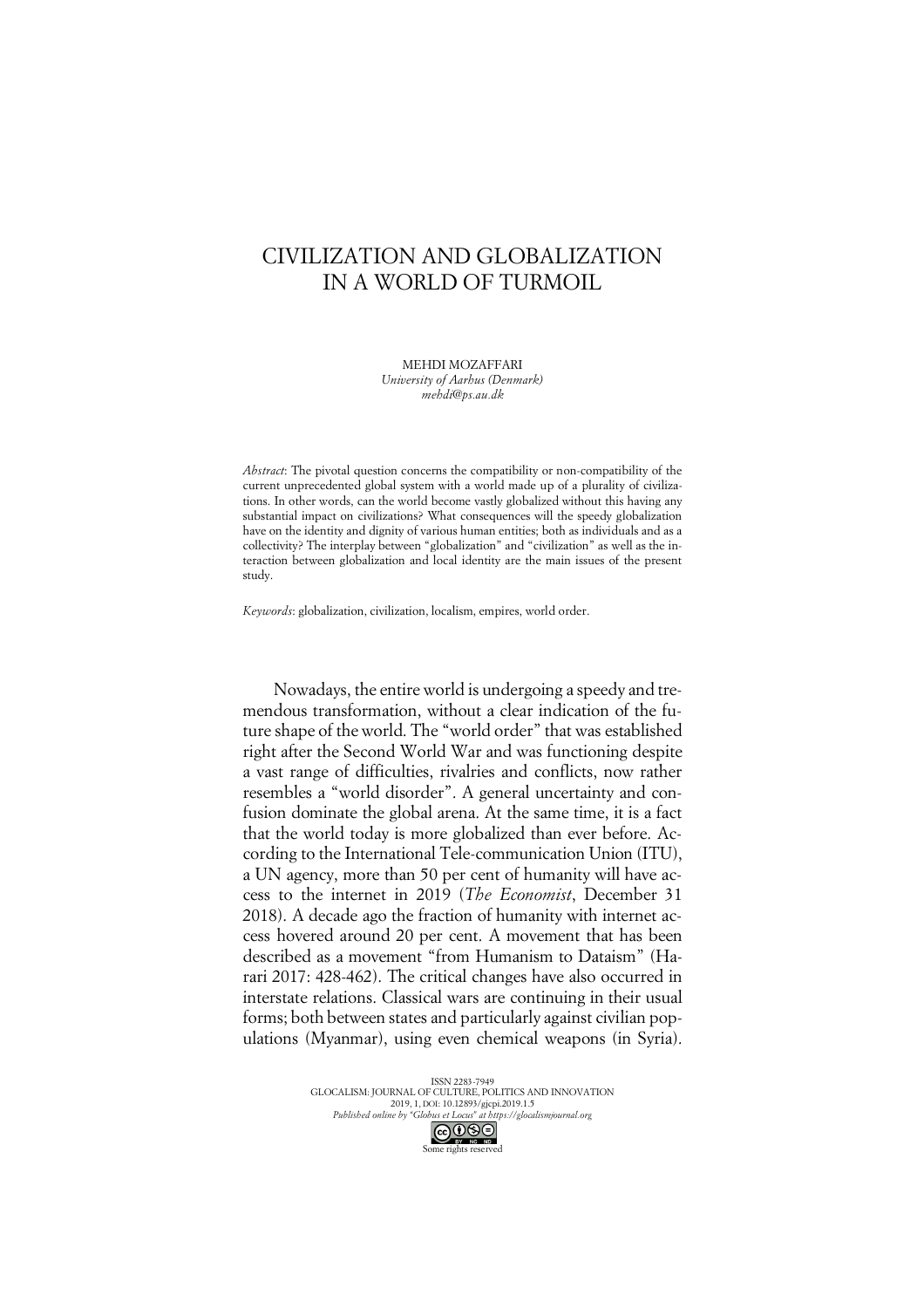# CIVILIZATION AND GLOBALIZATION IN A WORLD OF TURMOIL

MEHDI MOZAFFARI  
*University of Aarhus (Denmark)*  
*mehdi@ps.au.dk*

*Abstract*: The pivotal question concerns the compatibility or non-compatibility of the current unprecedented global system with a world made up of a plurality of civilizations. In other words, can the world become vastly globalized without this having any substantial impact on civilizations? What consequences will the speedy globalization have on the identity and dignity of various human entities; both as individuals and as a collectivity? The interplay between "globalization" and "civilization" as well as the interaction between globalization and local identity are the main issues of the present study.

*Keywords*: globalization, civilization, localism, empires, world order.

Nowadays, the entire world is undergoing a speedy and tremendous transformation, without a clear indication of the future shape of the world. The "world order" that was established right after the Second World War and was functioning despite a vast range of difficulties, rivalries and conflicts, now rather resembles a "world disorder". A general uncertainty and confusion dominate the global arena. At the same time, it is a fact that the world today is more globalized than ever before. According to the International Tele-communication Union (ITU), a UN agency, more than 50 per cent of humanity will have access to the internet in 2019 (*The Economist*, December 31 2018). A decade ago the fraction of humanity with internet access hovered around 20 per cent. A movement that has been described as a movement "from Humanism to Dataism" (Harari 2017: 428-462). The critical changes have also occurred in interstate relations. Classical wars are continuing in their usual forms; both between states and particularly against civilian populations (Myanmar), using even chemical weapons (in Syria).

ISSN 2283-7949  
GLOCALISM: JOURNAL OF CULTURE, POLITICS AND INNOVATION  
2019, 1, DOI: 10.12893/gjcpi.2019.1.5  
*Published online by "Globus et Locus" at https://glocalismjournal.org*  
Some rights reserved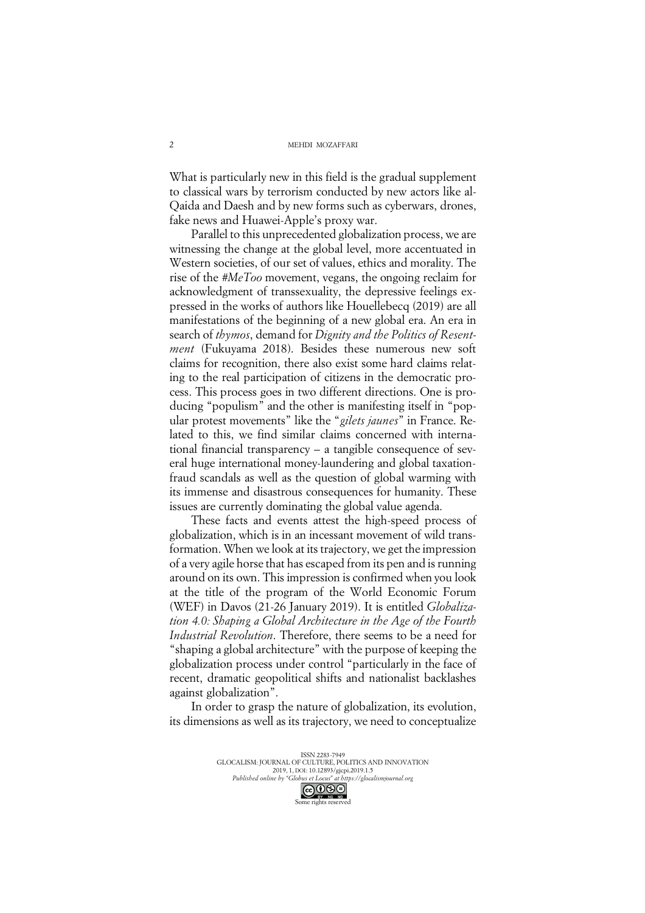What is particularly new in this field is the gradual supplement to classical wars by terrorism conducted by new actors like al-Qaida and Daesh and by new forms such as cyberwars, drones, fake news and Huawei-Apple's proxy war.

Parallel to this unprecedented globalization process, we are witnessing the change at the global level, more accentuated in Western societies, of our set of values, ethics and morality. The rise of the *#MeToo* movement, vegans, the ongoing reclaim for acknowledgment of transsexuality, the depressive feelings expressed in the works of authors like Houellebecq (2019) are all manifestations of the beginning of a new global era. An era in search of *thymos*, demand for *Dignity and the Politics of Resentment* (Fukuyama 2018). Besides these numerous new soft claims for recognition, there also exist some hard claims relating to the real participation of citizens in the democratic process. This process goes in two different directions. One is producing "populism" and the other is manifesting itself in "popular protest movements" like the "*gilets jaunes*" in France. Related to this, we find similar claims concerned with international financial transparency – a tangible consequence of several huge international money-laundering and global taxation-fraud scandals as well as the question of global warming with its immense and disastrous consequences for humanity. These issues are currently dominating the global value agenda.

These facts and events attest the high-speed process of globalization, which is in an incessant movement of wild transformation. When we look at its trajectory, we get the impression of a very agile horse that has escaped from its pen and is running around on its own. This impression is confirmed when you look at the title of the program of the World Economic Forum (WEF) in Davos (21-26 January 2019). It is entitled *Globalization 4.0: Shaping a Global Architecture in the Age of the Fourth Industrial Revolution*. Therefore, there seems to be a need for "shaping a global architecture" with the purpose of keeping the globalization process under control "particularly in the face of recent, dramatic geopolitical shifts and nationalist backlashes against globalization".

In order to grasp the nature of globalization, its evolution, its dimensions as well as its trajectory, we need to conceptualize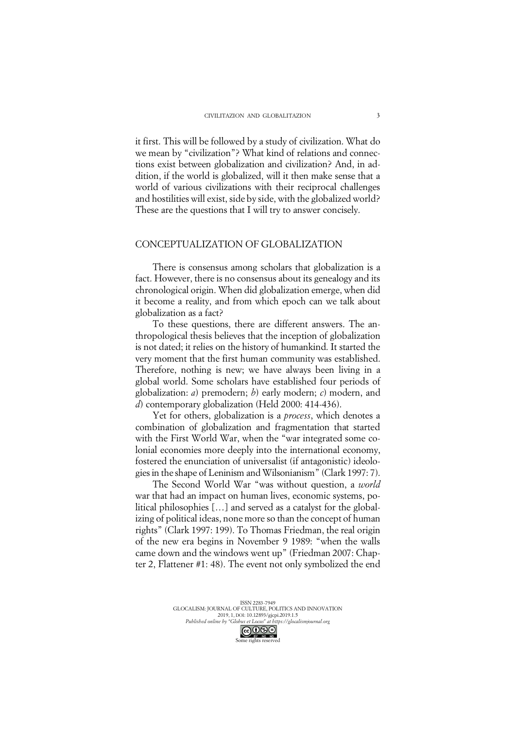it first. This will be followed by a study of civilization. What do we mean by "civilization"? What kind of relations and connections exist between globalization and civilization? And, in addition, if the world is globalized, will it then make sense that a world of various civilizations with their reciprocal challenges and hostilities will exist, side by side, with the globalized world? These are the questions that I will try to answer concisely.

## CONCEPTUALIZATION OF GLOBALIZATION

There is consensus among scholars that globalization is a fact. However, there is no consensus about its genealogy and its chronological origin. When did globalization emerge, when did it become a reality, and from which epoch can we talk about globalization as a fact?

To these questions, there are different answers. The anthropological thesis believes that the inception of globalization is not dated; it relies on the history of humankind. It started the very moment that the first human community was established. Therefore, nothing is new; we have always been living in a global world. Some scholars have established four periods of globalization: *a*) premodern; *b*) early modern; *c*) modern, and *d*) contemporary globalization (Held 2000: 414-436).

Yet for others, globalization is a *process*, which denotes a combination of globalization and fragmentation that started with the First World War, when the "war integrated some colonial economies more deeply into the international economy, fostered the enunciation of universalist (if antagonistic) ideologies in the shape of Leninism and Wilsonianism" (Clark 1997: 7).

The Second World War "was without question, a *world* war that had an impact on human lives, economic systems, political philosophies […] and served as a catalyst for the globalizing of political ideas, none more so than the concept of human rights" (Clark 1997: 199). To Thomas Friedman, the real origin of the new era begins in November 9 1989: "when the walls came down and the windows went up" (Friedman 2007: Chapter 2, Flattener #1: 48). The event not only symbolized the end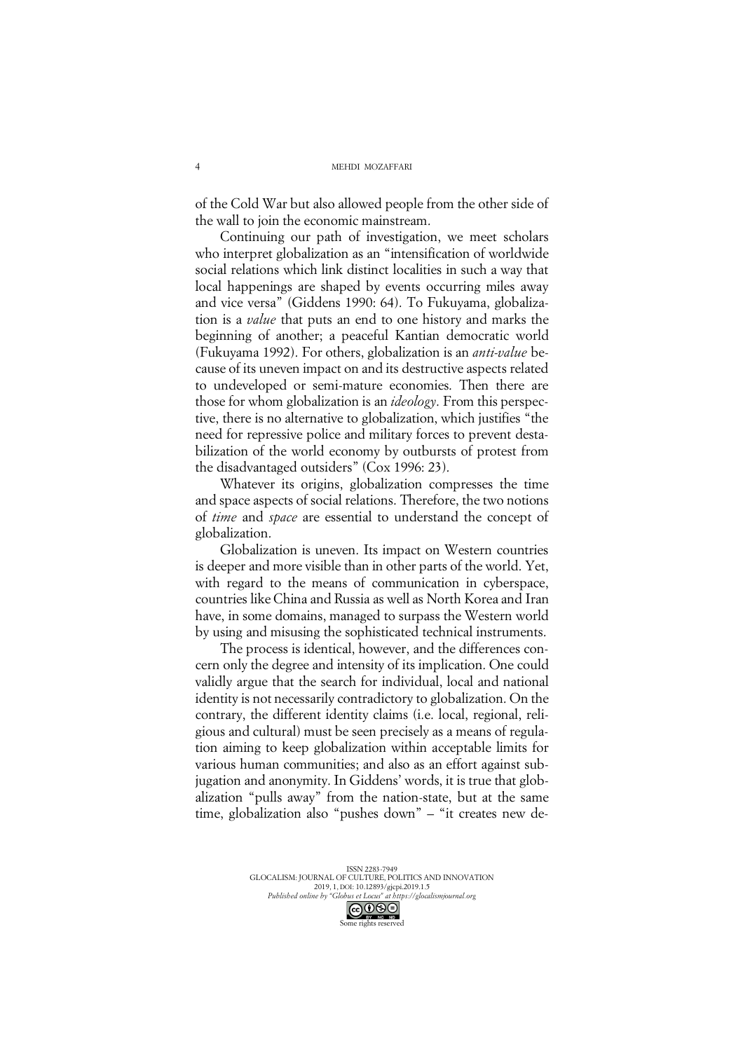of the Cold War but also allowed people from the other side of the wall to join the economic mainstream.

Continuing our path of investigation, we meet scholars who interpret globalization as an "intensification of worldwide social relations which link distinct localities in such a way that local happenings are shaped by events occurring miles away and vice versa" (Giddens 1990: 64). To Fukuyama, globalization is a *value* that puts an end to one history and marks the beginning of another; a peaceful Kantian democratic world (Fukuyama 1992). For others, globalization is an *anti-value* because of its uneven impact on and its destructive aspects related to undeveloped or semi-mature economies. Then there are those for whom globalization is an *ideology*. From this perspective, there is no alternative to globalization, which justifies "the need for repressive police and military forces to prevent destabilization of the world economy by outbursts of protest from the disadvantaged outsiders" (Cox 1996: 23).

Whatever its origins, globalization compresses the time and space aspects of social relations. Therefore, the two notions of *time* and *space* are essential to understand the concept of globalization.

Globalization is uneven. Its impact on Western countries is deeper and more visible than in other parts of the world. Yet, with regard to the means of communication in cyberspace, countries like China and Russia as well as North Korea and Iran have, in some domains, managed to surpass the Western world by using and misusing the sophisticated technical instruments.

The process is identical, however, and the differences concern only the degree and intensity of its implication. One could validly argue that the search for individual, local and national identity is not necessarily contradictory to globalization. On the contrary, the different identity claims (i.e. local, regional, religious and cultural) must be seen precisely as a means of regulation aiming to keep globalization within acceptable limits for various human communities; and also as an effort against subjugation and anonymity. In Giddens' words, it is true that globalization "pulls away" from the nation-state, but at the same time, globalization also "pushes down" – "it creates new de-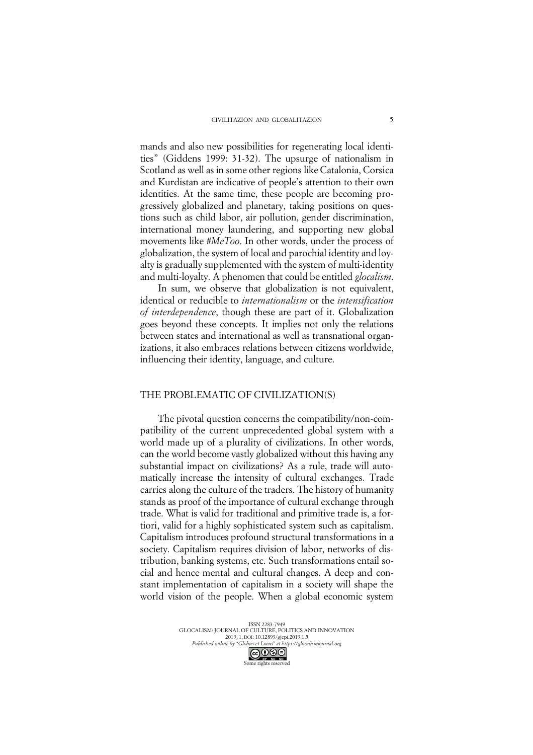mands and also new possibilities for regenerating local identities" (Giddens 1999: 31-32). The upsurge of nationalism in Scotland as well as in some other regions like Catalonia, Corsica and Kurdistan are indicative of people's attention to their own identities. At the same time, these people are becoming progressively globalized and planetary, taking positions on questions such as child labor, air pollution, gender discrimination, international money laundering, and supporting new global movements like *#MeToo*. In other words, under the process of globalization, the system of local and parochial identity and loyalty is gradually supplemented with the system of multi-identity and multi-loyalty. A phenomen that could be entitled *glocalism*.

In sum, we observe that globalization is not equivalent, identical or reducible to *internationalism* or the *intensification of interdependence*, though these are part of it. Globalization goes beyond these concepts. It implies not only the relations between states and international as well as transnational organizations, it also embraces relations between citizens worldwide, influencing their identity, language, and culture.

## THE PROBLEMATIC OF CIVILIZATION(S)

The pivotal question concerns the compatibility/non-compatibility of the current unprecedented global system with a world made up of a plurality of civilizations. In other words, can the world become vastly globalized without this having any substantial impact on civilizations? As a rule, trade will automatically increase the intensity of cultural exchanges. Trade carries along the culture of the traders. The history of humanity stands as proof of the importance of cultural exchange through trade. What is valid for traditional and primitive trade is, a fortiori, valid for a highly sophisticated system such as capitalism. Capitalism introduces profound structural transformations in a society. Capitalism requires division of labor, networks of distribution, banking systems, etc. Such transformations entail social and hence mental and cultural changes. A deep and constant implementation of capitalism in a society will shape the world vision of the people. When a global economic system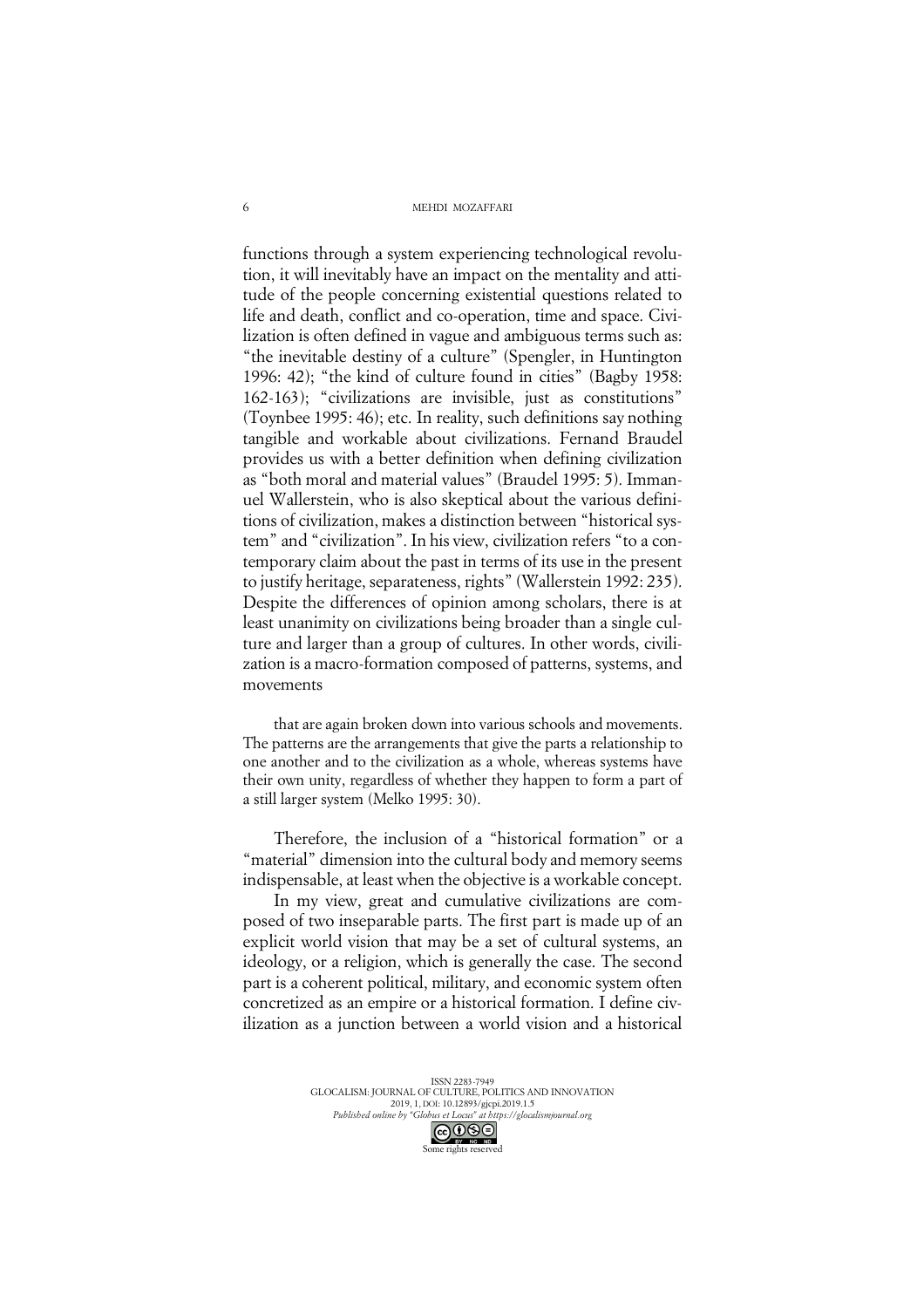functions through a system experiencing technological revolution, it will inevitably have an impact on the mentality and attitude of the people concerning existential questions related to life and death, conflict and co-operation, time and space. Civilization is often defined in vague and ambiguous terms such as: "the inevitable destiny of a culture" (Spengler, in Huntington 1996: 42); "the kind of culture found in cities" (Bagby 1958: 162-163); "civilizations are invisible, just as constitutions" (Toynbee 1995: 46); etc. In reality, such definitions say nothing tangible and workable about civilizations. Fernand Braudel provides us with a better definition when defining civilization as "both moral and material values" (Braudel 1995: 5). Immanuel Wallerstein, who is also skeptical about the various definitions of civilization, makes a distinction between "historical system" and "civilization". In his view, civilization refers "to a contemporary claim about the past in terms of its use in the present to justify heritage, separateness, rights" (Wallerstein 1992: 235). Despite the differences of opinion among scholars, there is at least unanimity on civilizations being broader than a single culture and larger than a group of cultures. In other words, civilization is a macro-formation composed of patterns, systems, and movements

> that are again broken down into various schools and movements. The patterns are the arrangements that give the parts a relationship to one another and to the civilization as a whole, whereas systems have their own unity, regardless of whether they happen to form a part of a still larger system (Melko 1995: 30).

Therefore, the inclusion of a "historical formation" or a "material" dimension into the cultural body and memory seems indispensable, at least when the objective is a workable concept.

In my view, great and cumulative civilizations are composed of two inseparable parts. The first part is made up of an explicit world vision that may be a set of cultural systems, an ideology, or a religion, which is generally the case. The second part is a coherent political, military, and economic system often concretized as an empire or a historical formation. I define civilization as a junction between a world vision and a historical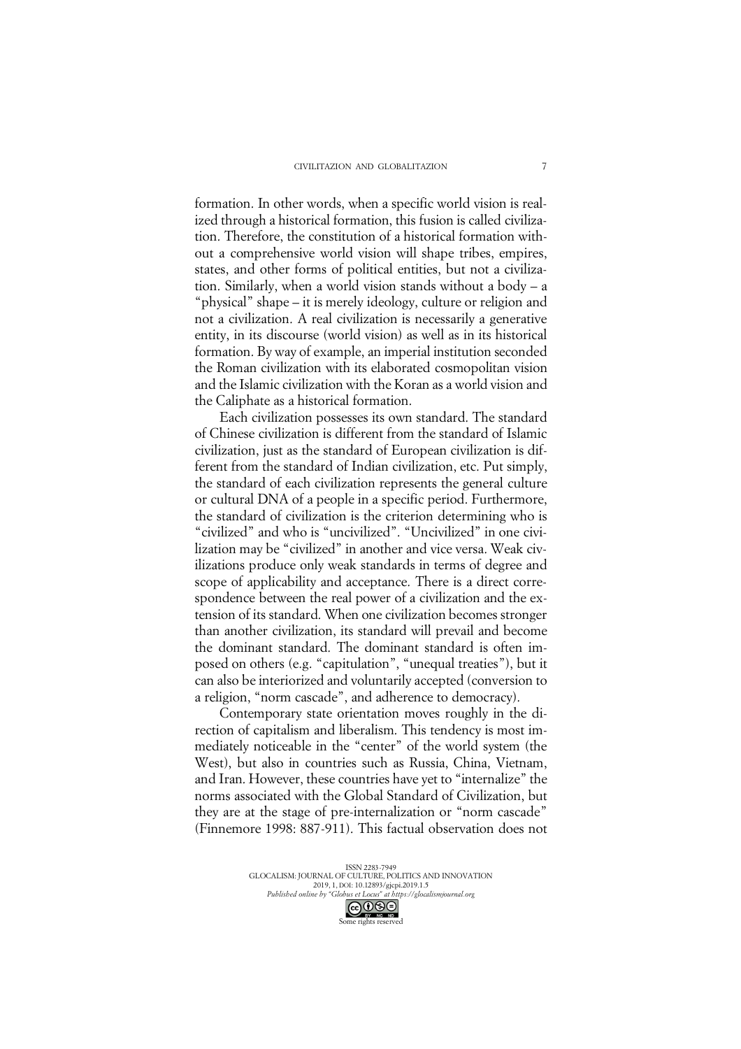formation. In other words, when a specific world vision is realized through a historical formation, this fusion is called civilization. Therefore, the constitution of a historical formation without a comprehensive world vision will shape tribes, empires, states, and other forms of political entities, but not a civilization. Similarly, when a world vision stands without a body – a "physical" shape – it is merely ideology, culture or religion and not a civilization. A real civilization is necessarily a generative entity, in its discourse (world vision) as well as in its historical formation. By way of example, an imperial institution seconded the Roman civilization with its elaborated cosmopolitan vision and the Islamic civilization with the Koran as a world vision and the Caliphate as a historical formation.

Each civilization possesses its own standard. The standard of Chinese civilization is different from the standard of Islamic civilization, just as the standard of European civilization is different from the standard of Indian civilization, etc. Put simply, the standard of each civilization represents the general culture or cultural DNA of a people in a specific period. Furthermore, the standard of civilization is the criterion determining who is "civilized" and who is "uncivilized". "Uncivilized" in one civilization may be "civilized" in another and vice versa. Weak civilizations produce only weak standards in terms of degree and scope of applicability and acceptance. There is a direct correspondence between the real power of a civilization and the extension of its standard. When one civilization becomes stronger than another civilization, its standard will prevail and become the dominant standard. The dominant standard is often imposed on others (e.g. "capitulation", "unequal treaties"), but it can also be interiorized and voluntarily accepted (conversion to a religion, "norm cascade", and adherence to democracy).

Contemporary state orientation moves roughly in the direction of capitalism and liberalism. This tendency is most immediately noticeable in the "center" of the world system (the West), but also in countries such as Russia, China, Vietnam, and Iran. However, these countries have yet to "internalize" the norms associated with the Global Standard of Civilization, but they are at the stage of pre-internalization or "norm cascade" (Finnemore 1998: 887-911). This factual observation does not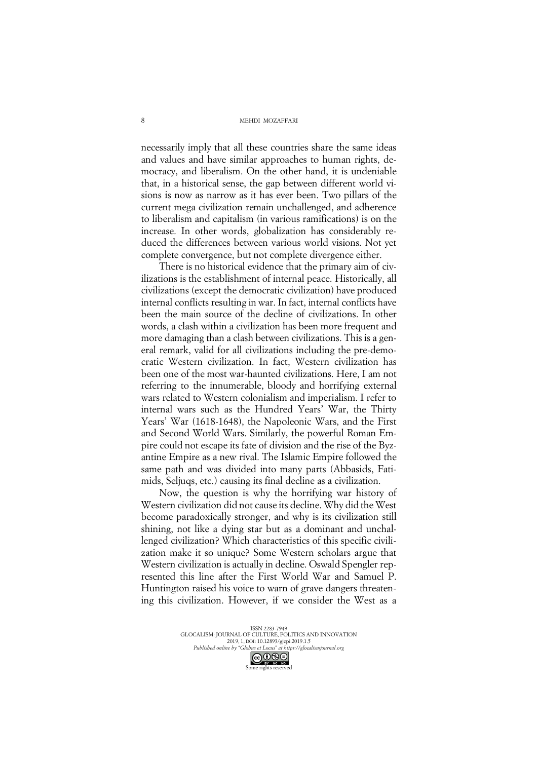necessarily imply that all these countries share the same ideas and values and have similar approaches to human rights, democracy, and liberalism. On the other hand, it is undeniable that, in a historical sense, the gap between different world visions is now as narrow as it has ever been. Two pillars of the current mega civilization remain unchallenged, and adherence to liberalism and capitalism (in various ramifications) is on the increase. In other words, globalization has considerably reduced the differences between various world visions. Not yet complete convergence, but not complete divergence either.

There is no historical evidence that the primary aim of civilizations is the establishment of internal peace. Historically, all civilizations (except the democratic civilization) have produced internal conflicts resulting in war. In fact, internal conflicts have been the main source of the decline of civilizations. In other words, a clash within a civilization has been more frequent and more damaging than a clash between civilizations. This is a general remark, valid for all civilizations including the pre-democratic Western civilization. In fact, Western civilization has been one of the most war-haunted civilizations. Here, I am not referring to the innumerable, bloody and horrifying external wars related to Western colonialism and imperialism. I refer to internal wars such as the Hundred Years' War, the Thirty Years' War (1618-1648), the Napoleonic Wars, and the First and Second World Wars. Similarly, the powerful Roman Empire could not escape its fate of division and the rise of the Byzantine Empire as a new rival. The Islamic Empire followed the same path and was divided into many parts (Abbasids, Fatimids, Seljuqs, etc.) causing its final decline as a civilization.

Now, the question is why the horrifying war history of Western civilization did not cause its decline. Why did the West become paradoxically stronger, and why is its civilization still shining, not like a dying star but as a dominant and unchallenged civilization? Which characteristics of this specific civilization make it so unique? Some Western scholars argue that Western civilization is actually in decline. Oswald Spengler represented this line after the First World War and Samuel P. Huntington raised his voice to warn of grave dangers threatening this civilization. However, if we consider the West as a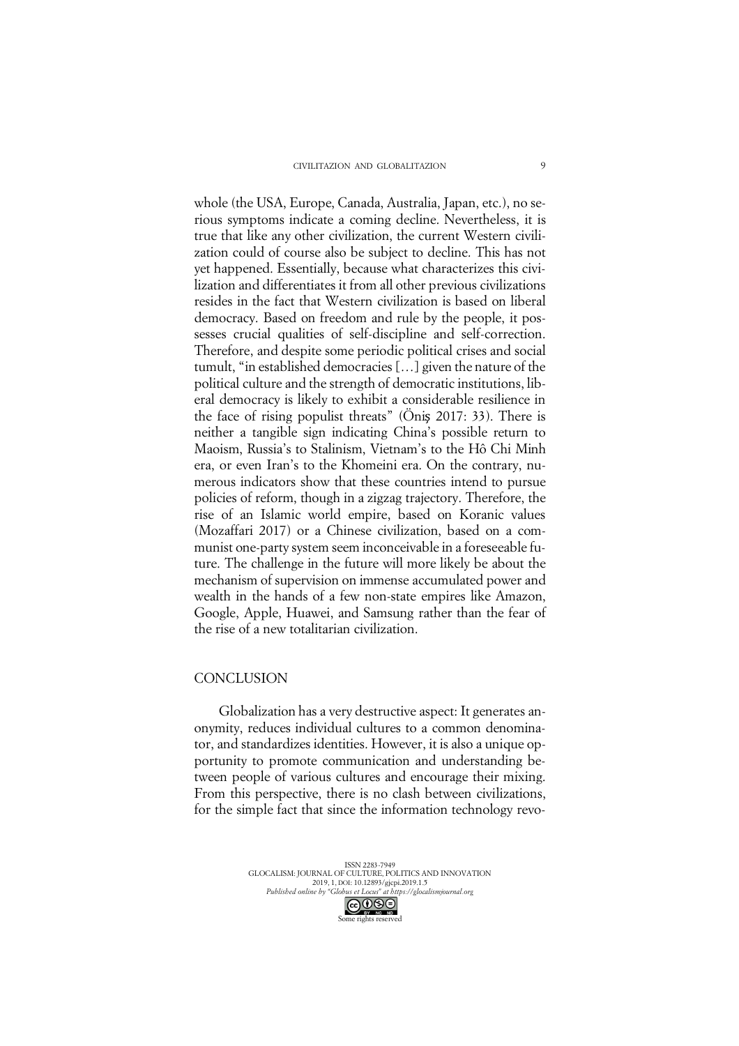whole (the USA, Europe, Canada, Australia, Japan, etc.), no serious symptoms indicate a coming decline. Nevertheless, it is true that like any other civilization, the current Western civilization could of course also be subject to decline. This has not yet happened. Essentially, because what characterizes this civilization and differentiates it from all other previous civilizations resides in the fact that Western civilization is based on liberal democracy. Based on freedom and rule by the people, it possesses crucial qualities of self-discipline and self-correction. Therefore, and despite some periodic political crises and social tumult, "in established democracies […] given the nature of the political culture and the strength of democratic institutions, liberal democracy is likely to exhibit a considerable resilience in the face of rising populist threats" (Öniş 2017: 33). There is neither a tangible sign indicating China's possible return to Maoism, Russia's to Stalinism, Vietnam's to the Hô Chi Minh era, or even Iran's to the Khomeini era. On the contrary, numerous indicators show that these countries intend to pursue policies of reform, though in a zigzag trajectory. Therefore, the rise of an Islamic world empire, based on Koranic values (Mozaffari 2017) or a Chinese civilization, based on a communist one-party system seem inconceivable in a foreseeable future. The challenge in the future will more likely be about the mechanism of supervision on immense accumulated power and wealth in the hands of a few non-state empires like Amazon, Google, Apple, Huawei, and Samsung rather than the fear of the rise of a new totalitarian civilization.

## CONCLUSION

Globalization has a very destructive aspect: It generates anonymity, reduces individual cultures to a common denominator, and standardizes identities. However, it is also a unique opportunity to promote communication and understanding between people of various cultures and encourage their mixing. From this perspective, there is no clash between civilizations, for the simple fact that since the information technology revo-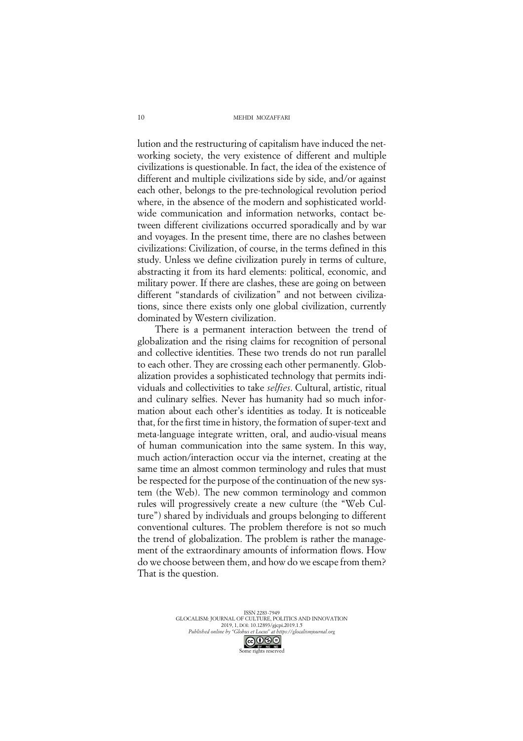lution and the restructuring of capitalism have induced the networking society, the very existence of different and multiple civilizations is questionable. In fact, the idea of the existence of different and multiple civilizations side by side, and/or against each other, belongs to the pre-technological revolution period where, in the absence of the modern and sophisticated worldwide communication and information networks, contact between different civilizations occurred sporadically and by war and voyages. In the present time, there are no clashes between civilizations: Civilization, of course, in the terms defined in this study. Unless we define civilization purely in terms of culture, abstracting it from its hard elements: political, economic, and military power. If there are clashes, these are going on between different "standards of civilization" and not between civilizations, since there exists only one global civilization, currently dominated by Western civilization.

There is a permanent interaction between the trend of globalization and the rising claims for recognition of personal and collective identities. These two trends do not run parallel to each other. They are crossing each other permanently. Globalization provides a sophisticated technology that permits individuals and collectivities to take *selfies*. Cultural, artistic, ritual and culinary selfies. Never has humanity had so much information about each other's identities as today. It is noticeable that, for the first time in history, the formation of super-text and meta-language integrate written, oral, and audio-visual means of human communication into the same system. In this way, much action/interaction occur via the internet, creating at the same time an almost common terminology and rules that must be respected for the purpose of the continuation of the new system (the Web). The new common terminology and common rules will progressively create a new culture (the "Web Culture") shared by individuals and groups belonging to different conventional cultures. The problem therefore is not so much the trend of globalization. The problem is rather the management of the extraordinary amounts of information flows. How do we choose between them, and how do we escape from them? That is the question.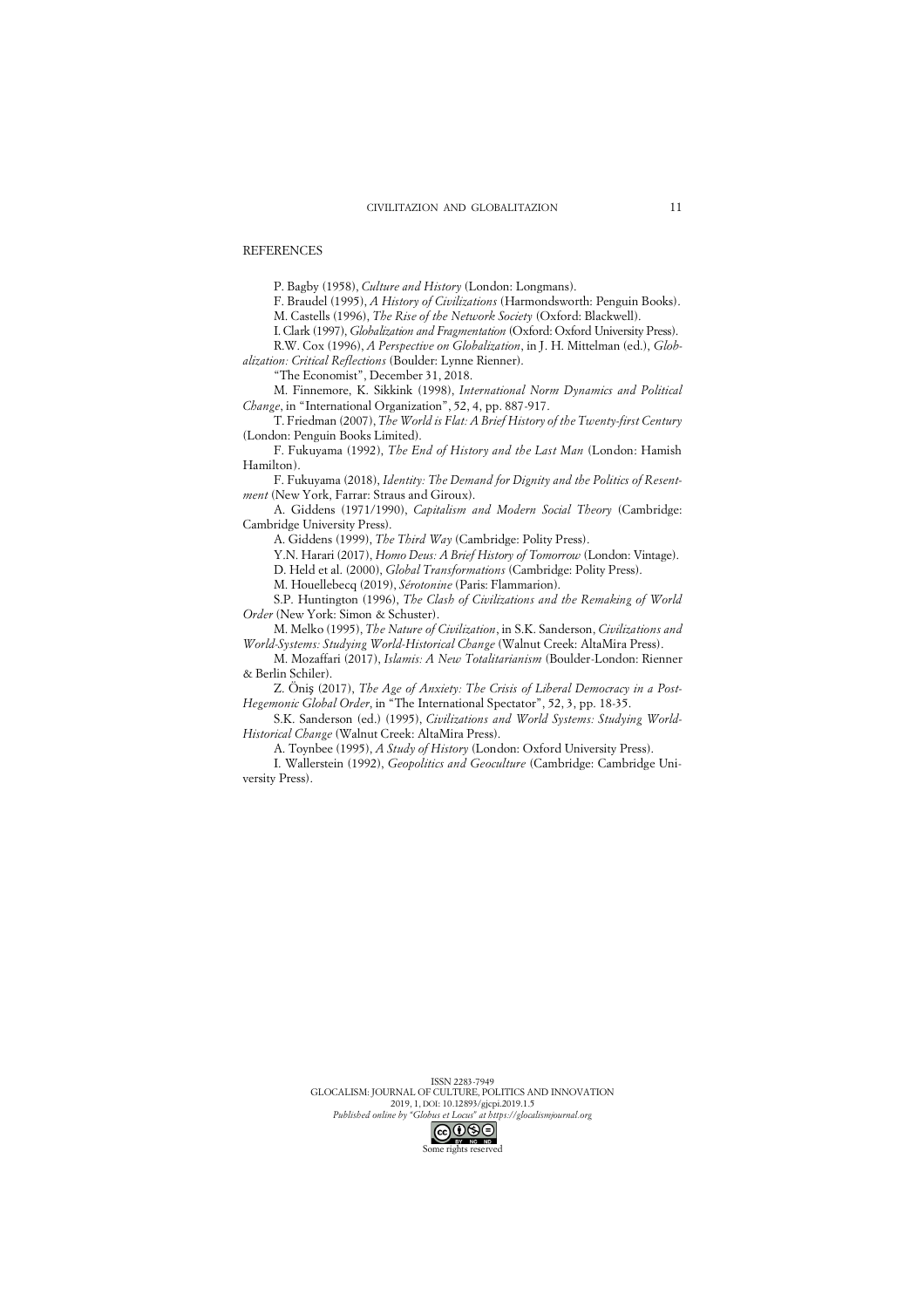## REFERENCES

P. Bagby (1958), *Culture and History* (London: Longmans).

F. Braudel (1995), *A History of Civilizations* (Harmondsworth: Penguin Books).

M. Castells (1996), *The Rise of the Network Society* (Oxford: Blackwell).

I. Clark (1997), *Globalization and Fragmentation* (Oxford: Oxford University Press).

R.W. Cox (1996), *A Perspective on Globalization*, in J. H. Mittelman (ed.), *Globalization: Critical Reflections* (Boulder: Lynne Rienner).

"The Economist", December 31, 2018.

M. Finnemore, K. Sikkink (1998), *International Norm Dynamics and Political Change*, in "International Organization", 52, 4, pp. 887-917.

T. Friedman (2007), *The World is Flat: A Brief History of the Twenty-first Century* (London: Penguin Books Limited).

F. Fukuyama (1992), *The End of History and the Last Man* (London: Hamish Hamilton).

F. Fukuyama (2018), *Identity: The Demand for Dignity and the Politics of Resentment* (New York, Farrar: Straus and Giroux).

A. Giddens (1971/1990), *Capitalism and Modern Social Theory* (Cambridge: Cambridge University Press).

A. Giddens (1999), *The Third Way* (Cambridge: Polity Press).

Y.N. Harari (2017), *Homo Deus: A Brief History of Tomorrow* (London: Vintage).

D. Held et al. (2000), *Global Transformations* (Cambridge: Polity Press).

M. Houellebecq (2019), *Sérotonine* (Paris: Flammarion).

S.P. Huntington (1996), *The Clash of Civilizations and the Remaking of World Order* (New York: Simon & Schuster).

M. Melko (1995), *The Nature of Civilization*, in S.K. Sanderson, *Civilizations and World-Systems: Studying World-Historical Change* (Walnut Creek: AltaMira Press).

M. Mozaffari (2017), *Islamis: A New Totalitarianism* (Boulder-London: Rienner & Berlin Schiler).

Z. Öniş (2017), *The Age of Anxiety: The Crisis of Liberal Democracy in a Post-Hegemonic Global Order*, in "The International Spectator", 52, 3, pp. 18-35.

S.K. Sanderson (ed.) (1995), *Civilizations and World Systems: Studying World-Historical Change* (Walnut Creek: AltaMira Press).

A. Toynbee (1995), *A Study of History* (London: Oxford University Press).

I. Wallerstein (1992), *Geopolitics and Geoculture* (Cambridge: Cambridge University Press).